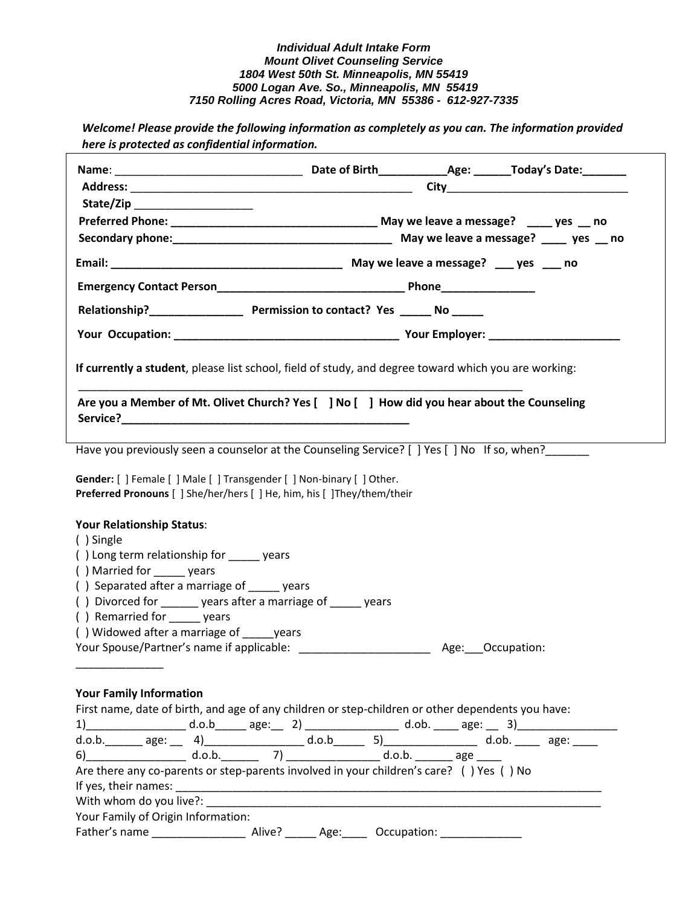***Individual Adult Intake Form***
***Mount Olivet Counseling Service***
***1804 West 50th St. Minneapolis, MN 55419***
***5000 Logan Ave. So., Minneapolis, MN 55419***
***7150 Rolling Acres Road, Victoria, MN 55386 - 612-927-7335***

***Welcome! Please provide the following information as completely as you can. The information provided here is protected as confidential information.***

**Name**: _____________________________ **Date of Birth__________Age: ______Today's Date:_______**

**Address:** _____________________________________________ **City_____________________________**

**State/Zip** ___________________

**Preferred Phone: _______________________________ May we leave a message? ____ yes __ no**

**Secondary phone:_________________________________ May we leave a message? ____ yes __ no**

**Email: ___________________________________ May we leave a message? ___ yes ___ no**

**Emergency Contact Person_____________________________ Phone______________**

**Relationship?______________ Permission to contact? Yes _____ No _____**

**Your Occupation: ___________________________________ Your Employer: ____________________**

**If currently a student**, please list school, field of study, and degree toward which you are working:

______________________________________________________________________

**Are you a Member of Mt. Olivet Church? Yes [ ] No [ ] How did you hear about the Counseling Service?_____________________________________________**

Have you previously seen a counselor at the Counseling Service? [ ] Yes [ ] No If so, when?_______

**Gender:** [ ] Female [ ] Male [ ] Transgender [ ] Non-binary [ ] Other.
**Preferred Pronouns** [ ] She/her/hers [ ] He, him, his [ ]They/them/their

**Your Relationship Status**:
( ) Single
( ) Long term relationship for _____ years
( ) Married for _____ years
( ) Separated after a marriage of _____ years
( ) Divorced for ______ years after a marriage of _____ years
( ) Remarried for _____ years
( ) Widowed after a marriage of _____years
Your Spouse/Partner's name if applicable: _____________________ Age:___Occupation: ______________

**Your Family Information**
First name, date of birth, and age of any children or step-children or other dependents you have:
1)_______________ d.o.b_____ age:__ 2) _______________ d.ob. ____ age: __ 3)________________ d.o.b.______ age: __ 4)________________ d.o.b_____ 5)_______________ d.ob. ____ age: ____ 6)________________ d.o.b.______ 7) _______________ d.o.b. ______ age ____
Are there any co-parents or step-parents involved in your children's care? ( ) Yes ( ) No
If yes, their names: _______________________________________________________________________
With whom do you live?: ____________________________________________________________________
Your Family of Origin Information:
Father's name _______________ Alive? _____ Age:____ Occupation: _____________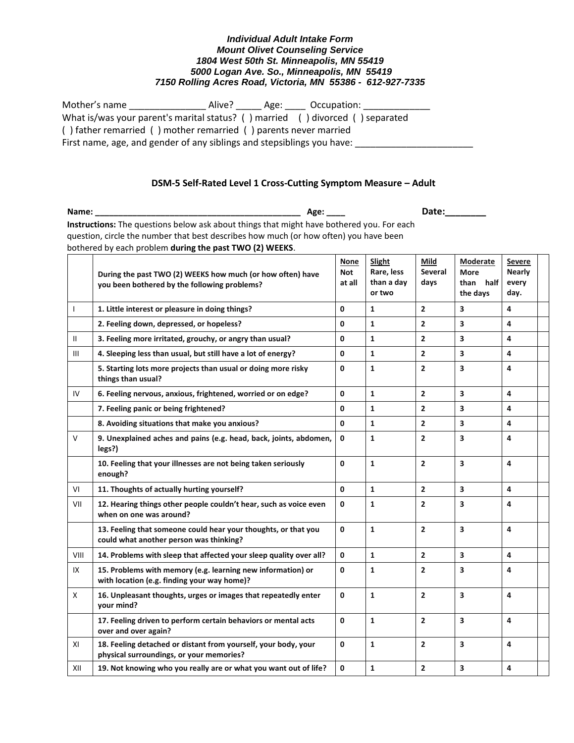***Individual Adult Intake Form***
***Mount Olivet Counseling Service***
***1804 West 50th St. Minneapolis, MN 55419***
***5000 Logan Ave. So., Minneapolis, MN 55419***
***7150 Rolling Acres Road, Victoria, MN 55386 - 612-927-7335***

Mother's name _______________ Alive? _____ Age: ____ Occupation: _____________
What is/was your parent's marital status? ( ) married ( ) divorced ( ) separated
( ) father remarried ( ) mother remarried ( ) parents never married
First name, age, and gender of any siblings and stepsiblings you have: _______________________

## DSM-5 Self-Rated Level 1 Cross-Cutting Symptom Measure – Adult

**Name:** _____________________________________________ **Age:** ____ **Date:**________

**Instructions:** The questions below ask about things that might have bothered you. For each question, circle the number that best describes how much (or how often) you have been bothered by each problem **during the past TWO (2) WEEKS**.

| | During the past TWO (2) WEEKS how much (or how often) have you been bothered by the following problems? | None Not at all | Slight Rare, less than a day or two | Mild Several days | Moderate More than half the days | Severe Nearly every day. | |
|---|---|---|---|---|---|---|---|
| I | 1. Little interest or pleasure in doing things? | 0 | 1 | 2 | 3 | 4 | |
| | 2. Feeling down, depressed, or hopeless? | 0 | 1 | 2 | 3 | 4 | |
| II | 3. Feeling more irritated, grouchy, or angry than usual? | 0 | 1 | 2 | 3 | 4 | |
| III | 4. Sleeping less than usual, but still have a lot of energy? | 0 | 1 | 2 | 3 | 4 | |
| | 5. Starting lots more projects than usual or doing more risky things than usual? | 0 | 1 | 2 | 3 | 4 | |
| IV | 6. Feeling nervous, anxious, frightened, worried or on edge? | 0 | 1 | 2 | 3 | 4 | |
| | 7. Feeling panic or being frightened? | 0 | 1 | 2 | 3 | 4 | |
| | 8. Avoiding situations that make you anxious? | 0 | 1 | 2 | 3 | 4 | |
| V | 9. Unexplained aches and pains (e.g. head, back, joints, abdomen, legs?) | 0 | 1 | 2 | 3 | 4 | |
| | 10. Feeling that your illnesses are not being taken seriously enough? | 0 | 1 | 2 | 3 | 4 | |
| VI | 11. Thoughts of actually hurting yourself? | 0 | 1 | 2 | 3 | 4 | |
| VII | 12. Hearing things other people couldn't hear, such as voice even when on one was around? | 0 | 1 | 2 | 3 | 4 | |
| | 13. Feeling that someone could hear your thoughts, or that you could what another person was thinking? | 0 | 1 | 2 | 3 | 4 | |
| VIII | 14. Problems with sleep that affected your sleep quality over all? | 0 | 1 | 2 | 3 | 4 | |
| IX | 15. Problems with memory (e.g. learning new information) or with location (e.g. finding your way home)? | 0 | 1 | 2 | 3 | 4 | |
| X | 16. Unpleasant thoughts, urges or images that repeatedly enter your mind? | 0 | 1 | 2 | 3 | 4 | |
| | 17. Feeling driven to perform certain behaviors or mental acts over and over again? | 0 | 1 | 2 | 3 | 4 | |
| XI | 18. Feeling detached or distant from yourself, your body, your physical surroundings, or your memories? | 0 | 1 | 2 | 3 | 4 | |
| XII | 19. Not knowing who you really are or what you want out of life? | 0 | 1 | 2 | 3 | 4 | |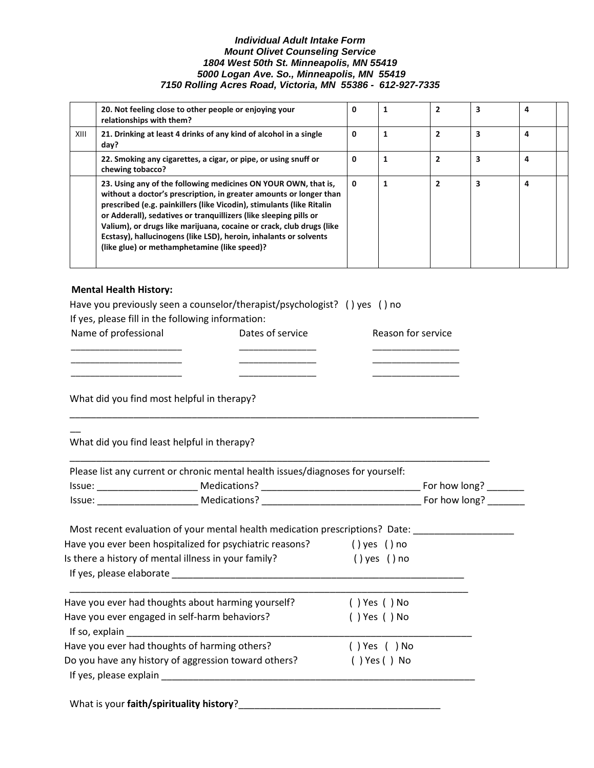***Individual Adult Intake Form***
***Mount Olivet Counseling Service***
***1804 West 50th St. Minneapolis, MN 55419***
***5000 Logan Ave. So., Minneapolis, MN 55419***
***7150 Rolling Acres Road, Victoria, MN 55386 - 612-927-7335***

| | | | | | | | |
|---|---|---|---|---|---|---|---|
| | **20. Not feeling close to other people or enjoying your relationships with them?** | **0** | **1** | **2** | **3** | **4** | |
| XIII | **21. Drinking at least 4 drinks of any kind of alcohol in a single day?** | **0** | **1** | **2** | **3** | **4** | |
| | **22. Smoking any cigarettes, a cigar, or pipe, or using snuff or chewing tobacco?** | **0** | **1** | **2** | **3** | **4** | |
| | **23. Using any of the following medicines ON YOUR OWN, that is, without a doctor's prescription, in greater amounts or longer than prescribed (e.g. painkillers (like Vicodin), stimulants (like Ritalin or Adderall), sedatives or tranquillizers (like sleeping pills or Valium), or drugs like marijuana, cocaine or crack, club drugs (like Ecstasy), hallucinogens (like LSD), heroin, inhalants or solvents (like glue) or methamphetamine (like speed)?** | **0** | **1** | **2** | **3** | **4** | |

**Mental Health History:**

Have you previously seen a counselor/therapist/psychologist? ( ) yes ( ) no

If yes, please fill in the following information:

| Name of professional | Dates of service | Reason for service |
|---|---|---|
| _____________________ | _______________ | _________________ |
| _____________________ | _______________ | _________________ |
| _____________________ | _______________ | _________________ |

What did you find most helpful in therapy?

_________________________________________________________________________________
__

What did you find least helpful in therapy?

_________________________________________________________________________________

Please list any current or chronic mental health issues/diagnoses for yourself:

Issue: ___________________ Medications? ______________________________ For how long? _______

Issue: ___________________ Medications? ______________________________ For how long? _______

Most recent evaluation of your mental health medication prescriptions? Date: ___________________

Have you ever been hospitalized for psychiatric reasons? ( ) yes ( ) no

Is there a history of mental illness in your family? ( ) yes ( ) no

If yes, please elaborate _________________________________________________________
_________________________________________________________________________________

Have you ever had thoughts about harming yourself? ( ) Yes ( ) No

Have you ever engaged in self-harm behaviors? ( ) Yes ( ) No

If so, explain ____________________________________________________________________

Have you ever had thoughts of harming others? ( ) Yes ( ) No

Do you have any history of aggression toward others? ( ) Yes ( ) No

If yes, please explain ______________________________________________________________

What is your **faith/spirituality history**?______________________________________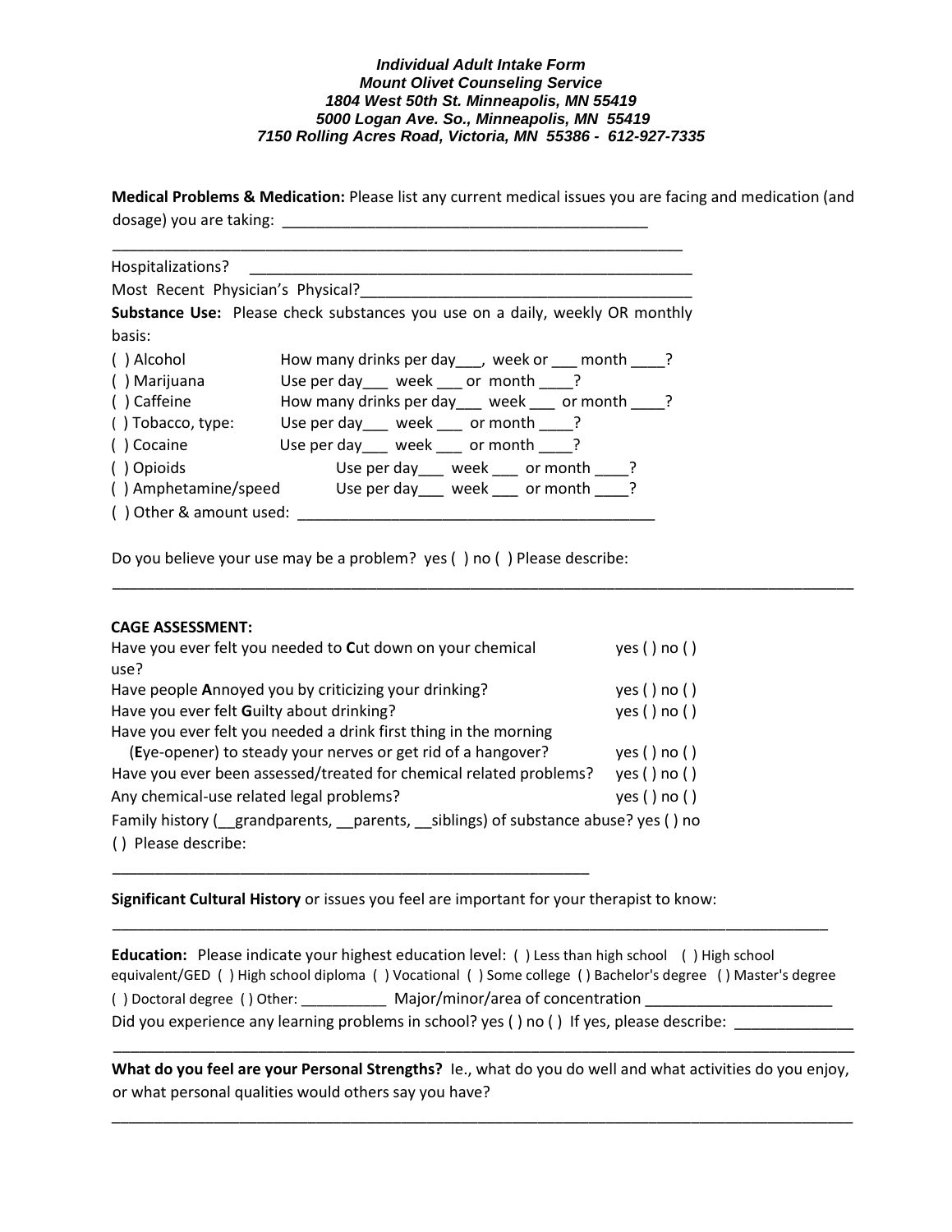**_Individual Adult Intake Form_**
**_Mount Olivet Counseling Service_**
**_1804 West 50th St. Minneapolis, MN 55419_**
**_5000 Logan Ave. So., Minneapolis, MN 55419_**
**_7150 Rolling Acres Road, Victoria, MN 55386 - 612-927-7335_**

**Medical Problems & Medication:** Please list any current medical issues you are facing and medication (and dosage) you are taking: ___________________________________________

___________________________________________________________________

Hospitalizations? ______________________________________________________

Most Recent Physician's Physical?______________________________________

**Substance Use:** Please check substances you use on a daily, weekly OR monthly basis:

( ) Alcohol How many drinks per day___, week or ___ month ____?
( ) Marijuana Use per day___ week ___ or month ____?
( ) Caffeine How many drinks per day___ week ___ or month ____?
( ) Tobacco, type: Use per day___ week ___ or month ____?
( ) Cocaine Use per day___ week ___ or month ____?
( ) Opioids Use per day___ week ___ or month ____?
( ) Amphetamine/speed Use per day___ week ___ or month ____?
( ) Other & amount used: ___________________________________________

Do you believe your use may be a problem? yes ( ) no ( ) Please describe:

_____________________________________________________________________________________

**CAGE ASSESSMENT:**

Have you ever felt you needed to **C**ut down on your chemical use? yes ( ) no ( )
Have people **A**nnoyed you by criticizing your drinking? yes ( ) no ( )
Have you ever felt **G**uilty about drinking? yes ( ) no ( )
Have you ever felt you needed a drink first thing in the morning (**E**ye-opener) to steady your nerves or get rid of a hangover? yes ( ) no ( )
Have you ever been assessed/treated for chemical related problems? yes ( ) no ( )
Any chemical-use related legal problems? yes ( ) no ( )
Family history (__grandparents, __parents, __siblings) of substance abuse? yes ( ) no ( ) Please describe:

___________________________________________________________

**Significant Cultural History** or issues you feel are important for your therapist to know:

_____________________________________________________________________________________

**Education:** Please indicate your highest education level: ( ) Less than high school ( ) High school equivalent/GED ( ) High school diploma ( ) Vocational ( ) Some college ( ) Bachelor's degree ( ) Master's degree ( ) Doctoral degree ( ) Other: __________ Major/minor/area of concentration ______________________

Did you experience any learning problems in school? yes ( ) no ( ) If yes, please describe: ______________

_____________________________________________________________________________________

**What do you feel are your Personal Strengths?** Ie., what do you do well and what activities do you enjoy, or what personal qualities would others say you have?

_____________________________________________________________________________________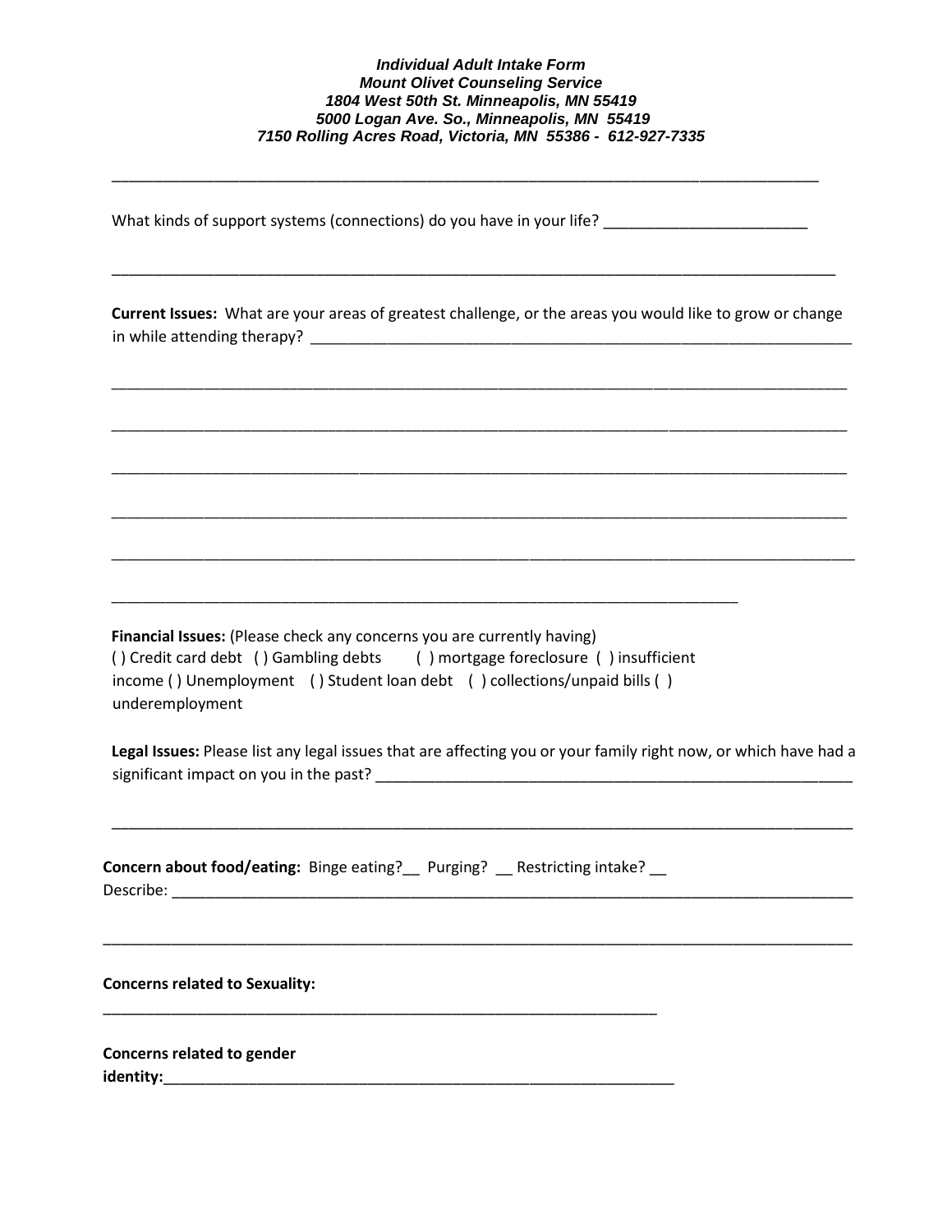*Individual Adult Intake Form*
*Mount Olivet Counseling Service*
*1804 West 50th St. Minneapolis, MN 55419*
*5000 Logan Ave. So., Minneapolis, MN 55419*
*7150 Rolling Acres Road, Victoria, MN 55386 - 612-927-7335*

_______________________________________________________________________________

What kinds of support systems (connections) do you have in your life? ________________________

_______________________________________________________________________________

**Current Issues:** What are your areas of greatest challenge, or the areas you would like to grow or change in while attending therapy? ___________________________________________________________

_______________________________________________________________________________

_______________________________________________________________________________

_______________________________________________________________________________

_______________________________________________________________________________

_______________________________________________________________________________

_____________________________________________________________________

**Financial Issues:** (Please check any concerns you are currently having)
( ) Credit card debt ( ) Gambling debts ( ) mortgage foreclosure ( ) insufficient income ( ) Unemployment ( ) Student loan debt ( ) collections/unpaid bills ( ) underemployment

**Legal Issues:** Please list any legal issues that are affecting you or your family right now, or which have had a significant impact on you in the past? ___________________________________________________________

_______________________________________________________________________________

**Concern about food/eating:** Binge eating?__ Purging? __ Restricting intake? __
Describe: _________________________________________________________________________

_______________________________________________________________________________

**Concerns related to Sexuality:**
_____________________________________________________________

**Concerns related to gender identity:**_________________________________________________________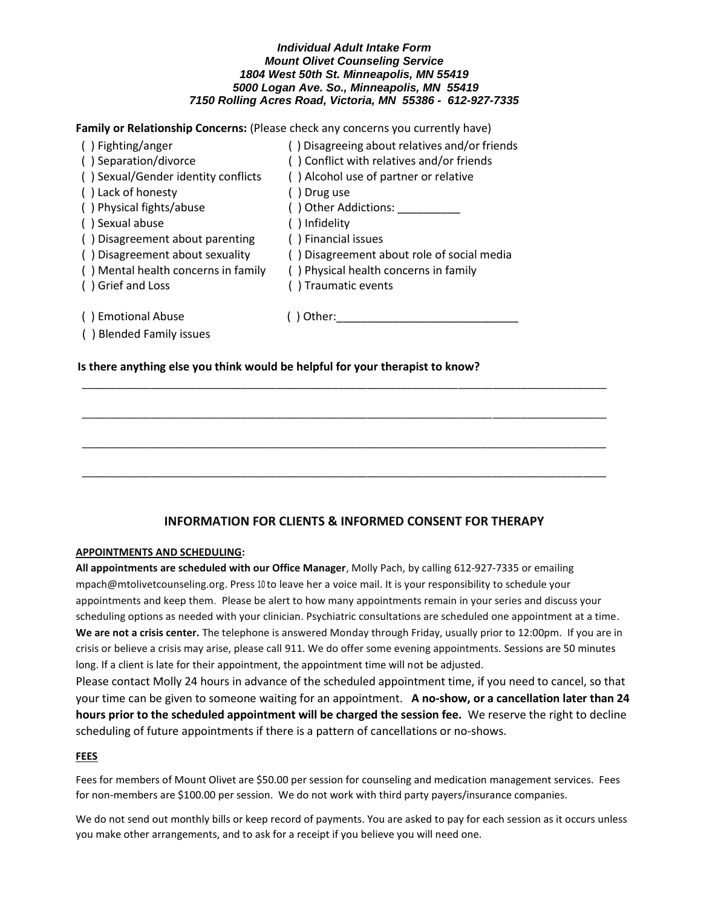***Individual Adult Intake Form***
***Mount Olivet Counseling Service***
***1804 West 50th St. Minneapolis, MN 55419***
***5000 Logan Ave. So., Minneapolis, MN 55419***
***7150 Rolling Acres Road, Victoria, MN 55386 - 612-927-7335***

**Family or Relationship Concerns:** (Please check any concerns you currently have)

( ) Fighting/anger
( ) Separation/divorce
( ) Sexual/Gender identity conflicts
( ) Lack of honesty
( ) Physical fights/abuse
( ) Sexual abuse
( ) Disagreement about parenting
( ) Disagreement about sexuality
( ) Mental health concerns in family
( ) Grief and Loss
( ) Emotional Abuse
( ) Blended Family issues
( ) Disagreeing about relatives and/or friends
( ) Conflict with relatives and/or friends
( ) Alcohol use of partner or relative
( ) Drug use
( ) Other Addictions: __________
( ) Infidelity
( ) Financial issues
( ) Disagreement about role of social media
( ) Physical health concerns in family
( ) Traumatic events
( ) Other:____________________________

**Is there anything else you think would be helpful for your therapist to know?**

_______________________________________________________________________________________

_______________________________________________________________________________________

_______________________________________________________________________________________

_______________________________________________________________________________________

## INFORMATION FOR CLIENTS & INFORMED CONSENT FOR THERAPY

**APPOINTMENTS AND SCHEDULING:**

**All appointments are scheduled with our Office Manager**, Molly Pach, by calling 612-927-7335 or emailing mpach@mtolivetcounseling.org. Press 10 to leave her a voice mail. It is your responsibility to schedule your appointments and keep them. Please be alert to how many appointments remain in your series and discuss your scheduling options as needed with your clinician. Psychiatric consultations are scheduled one appointment at a time. **We are not a crisis center.** The telephone is answered Monday through Friday, usually prior to 12:00pm. If you are in crisis or believe a crisis may arise, please call 911. We do offer some evening appointments. Sessions are 50 minutes long. If a client is late for their appointment, the appointment time will not be adjusted.

Please contact Molly 24 hours in advance of the scheduled appointment time, if you need to cancel, so that your time can be given to someone waiting for an appointment. **A no-show, or a cancellation later than 24 hours prior to the scheduled appointment will be charged the session fee.** We reserve the right to decline scheduling of future appointments if there is a pattern of cancellations or no-shows.

**FEES**

Fees for members of Mount Olivet are $50.00 per session for counseling and medication management services. Fees for non-members are $100.00 per session. We do not work with third party payers/insurance companies.

We do not send out monthly bills or keep record of payments. You are asked to pay for each session as it occurs unless you make other arrangements, and to ask for a receipt if you believe you will need one.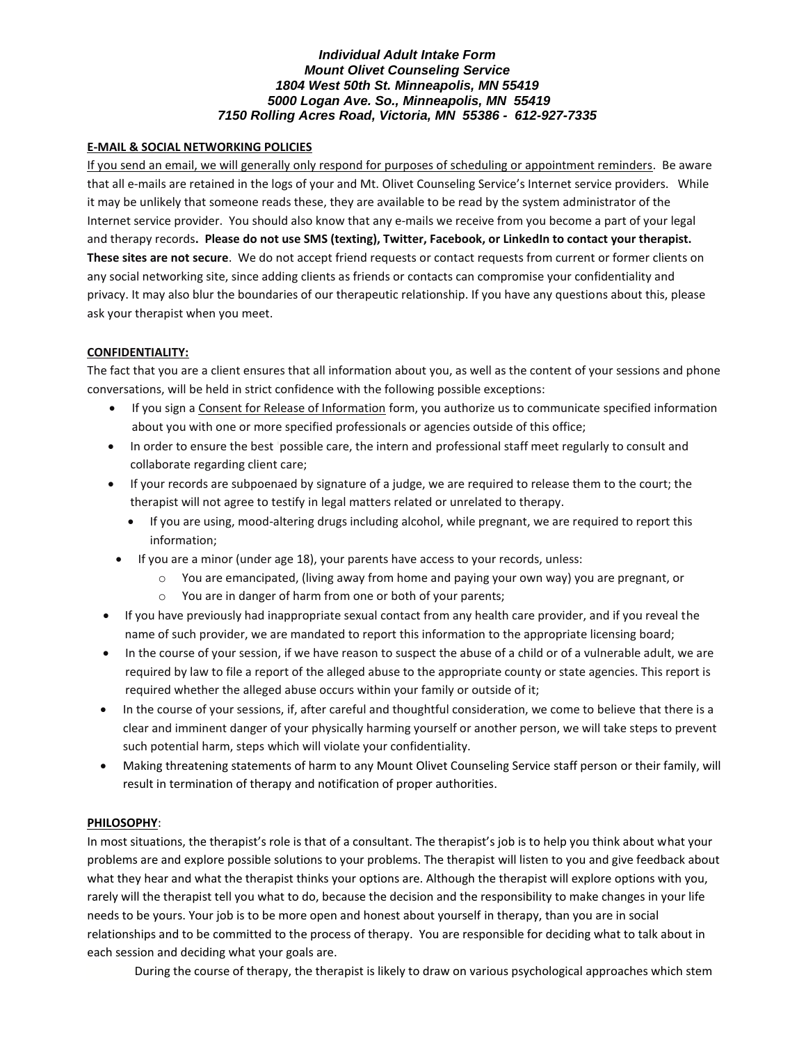***Individual Adult Intake Form***
***Mount Olivet Counseling Service***
***1804 West 50th St. Minneapolis, MN 55419***
***5000 Logan Ave. So., Minneapolis, MN 55419***
***7150 Rolling Acres Road, Victoria, MN 55386 - 612-927-7335***

**E-MAIL & SOCIAL NETWORKING POLICIES**

If you send an email, we will generally only respond for purposes of scheduling or appointment reminders. Be aware that all e-mails are retained in the logs of your and Mt. Olivet Counseling Service's Internet service providers. While it may be unlikely that someone reads these, they are available to be read by the system administrator of the Internet service provider. You should also know that any e-mails we receive from you become a part of your legal and therapy records**. Please do not use SMS (texting), Twitter, Facebook, or LinkedIn to contact your therapist. These sites are not secure**. We do not accept friend requests or contact requests from current or former clients on any social networking site, since adding clients as friends or contacts can compromise your confidentiality and privacy. It may also blur the boundaries of our therapeutic relationship. If you have any questions about this, please ask your therapist when you meet.

**CONFIDENTIALITY:**

The fact that you are a client ensures that all information about you, as well as the content of your sessions and phone conversations, will be held in strict confidence with the following possible exceptions:

- If you sign a Consent for Release of Information form, you authorize us to communicate specified information about you with one or more specified professionals or agencies outside of this office;
- In order to ensure the best possible care, the intern and professional staff meet regularly to consult and collaborate regarding client care;
- If your records are subpoenaed by signature of a judge, we are required to release them to the court; the therapist will not agree to testify in legal matters related or unrelated to therapy.
- If you are using, mood-altering drugs including alcohol, while pregnant, we are required to report this information;
- If you are a minor (under age 18), your parents have access to your records, unless:
  - You are emancipated, (living away from home and paying your own way) you are pregnant, or
  - You are in danger of harm from one or both of your parents;
- If you have previously had inappropriate sexual contact from any health care provider, and if you reveal the name of such provider, we are mandated to report this information to the appropriate licensing board;
- In the course of your session, if we have reason to suspect the abuse of a child or of a vulnerable adult, we are required by law to file a report of the alleged abuse to the appropriate county or state agencies. This report is required whether the alleged abuse occurs within your family or outside of it;
- In the course of your sessions, if, after careful and thoughtful consideration, we come to believe that there is a clear and imminent danger of your physically harming yourself or another person, we will take steps to prevent such potential harm, steps which will violate your confidentiality.
- Making threatening statements of harm to any Mount Olivet Counseling Service staff person or their family, will result in termination of therapy and notification of proper authorities.

**PHILOSOPHY**:

In most situations, the therapist's role is that of a consultant. The therapist's job is to help you think about what your problems are and explore possible solutions to your problems. The therapist will listen to you and give feedback about what they hear and what the therapist thinks your options are. Although the therapist will explore options with you, rarely will the therapist tell you what to do, because the decision and the responsibility to make changes in your life needs to be yours. Your job is to be more open and honest about yourself in therapy, than you are in social relationships and to be committed to the process of therapy. You are responsible for deciding what to talk about in each session and deciding what your goals are.

During the course of therapy, the therapist is likely to draw on various psychological approaches which stem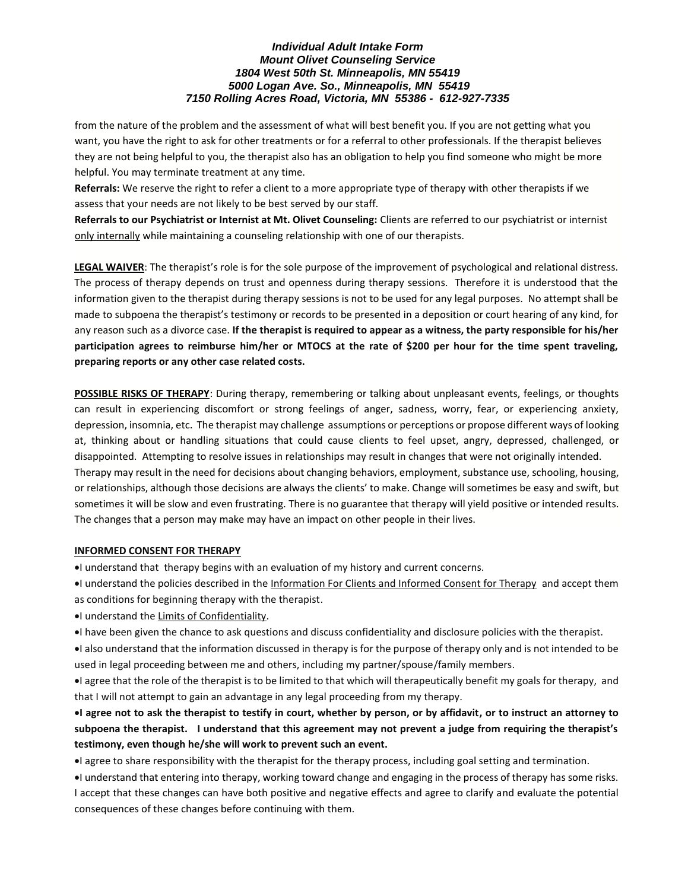from the nature of the problem and the assessment of what will best benefit you. If you are not getting what you want, you have the right to ask for other treatments or for a referral to other professionals. If the therapist believes they are not being helpful to you, the therapist also has an obligation to help you find someone who might be more helpful. You may terminate treatment at any time.

**Referrals:** We reserve the right to refer a client to a more appropriate type of therapy with other therapists if we assess that your needs are not likely to be best served by our staff.

**Referrals to our Psychiatrist or Internist at Mt. Olivet Counseling:** Clients are referred to our psychiatrist or internist <u>only internally</u> while maintaining a counseling relationship with one of our therapists.

**<u>LEGAL WAIVER</u>**: The therapist's role is for the sole purpose of the improvement of psychological and relational distress. The process of therapy depends on trust and openness during therapy sessions. Therefore it is understood that the information given to the therapist during therapy sessions is not to be used for any legal purposes. No attempt shall be made to subpoena the therapist's testimony or records to be presented in a deposition or court hearing of any kind, for any reason such as a divorce case. **If the therapist is required to appear as a witness, the party responsible for his/her participation agrees to reimburse him/her or MTOCS at the rate of $200 per hour for the time spent traveling, preparing reports or any other case related costs.**

**<u>POSSIBLE RISKS OF THERAPY</u>**: During therapy, remembering or talking about unpleasant events, feelings, or thoughts can result in experiencing discomfort or strong feelings of anger, sadness, worry, fear, or experiencing anxiety, depression, insomnia, etc. The therapist may challenge assumptions or perceptions or propose different ways of looking at, thinking about or handling situations that could cause clients to feel upset, angry, depressed, challenged, or disappointed. Attempting to resolve issues in relationships may result in changes that were not originally intended. Therapy may result in the need for decisions about changing behaviors, employment, substance use, schooling, housing, or relationships, although those decisions are always the clients' to make. Change will sometimes be easy and swift, but sometimes it will be slow and even frustrating. There is no guarantee that therapy will yield positive or intended results. The changes that a person may make may have an impact on other people in their lives.

**<u>INFORMED CONSENT FOR THERAPY</u>**

- I understand that therapy begins with an evaluation of my history and current concerns.
- I understand the policies described in the <u>Information For Clients and Informed Consent for Therapy</u> and accept them as conditions for beginning therapy with the therapist.
- I understand the <u>Limits of Confidentiality</u>.
- I have been given the chance to ask questions and discuss confidentiality and disclosure policies with the therapist.
- I also understand that the information discussed in therapy is for the purpose of therapy only and is not intended to be used in legal proceeding between me and others, including my partner/spouse/family members.
- I agree that the role of the therapist is to be limited to that which will therapeutically benefit my goals for therapy, and that I will not attempt to gain an advantage in any legal proceeding from my therapy.
- **I agree not to ask the therapist to testify in court, whether by person, or by affidavit, or to instruct an attorney to subpoena the therapist. I understand that this agreement may not prevent a judge from requiring the therapist's testimony, even though he/she will work to prevent such an event.**
- I agree to share responsibility with the therapist for the therapy process, including goal setting and termination.
- I understand that entering into therapy, working toward change and engaging in the process of therapy has some risks. I accept that these changes can have both positive and negative effects and agree to clarify and evaluate the potential consequences of these changes before continuing with them.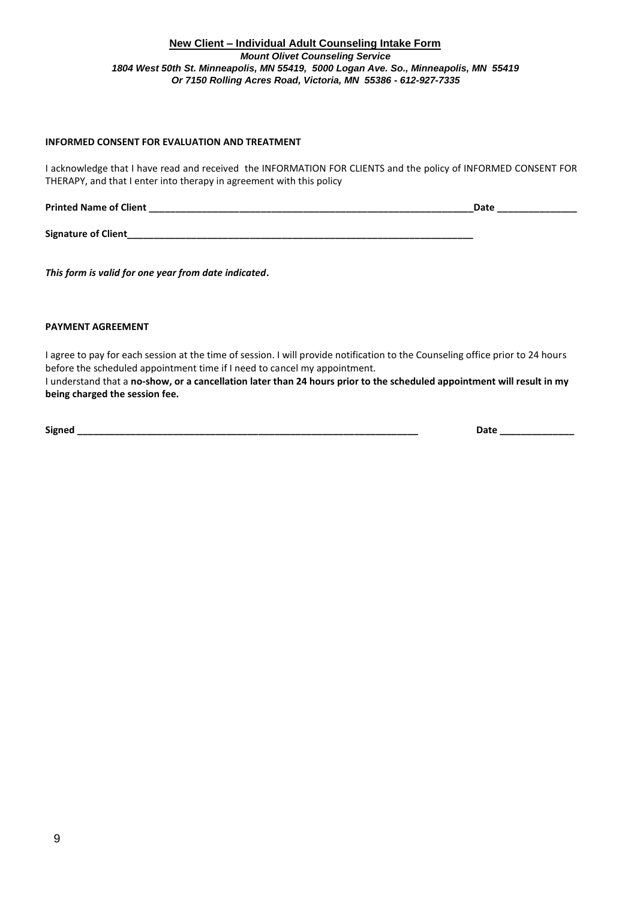**New Client – Individual Adult Counseling Intake Form**

***Mount Olivet Counseling Service***

***1804 West 50th St. Minneapolis, MN 55419, 5000 Logan Ave. So., Minneapolis, MN 55419***

***Or 7150 Rolling Acres Road, Victoria, MN 55386 - 612-927-7335***

**INFORMED CONSENT FOR EVALUATION AND TREATMENT**

I acknowledge that I have read and received the INFORMATION FOR CLIENTS and the policy of INFORMED CONSENT FOR THERAPY, and that I enter into therapy in agreement with this policy

**Printed Name of Client \_\_\_\_\_\_\_\_\_\_\_\_\_\_\_\_\_\_\_\_\_\_\_\_\_\_\_\_\_\_\_\_\_\_\_\_\_\_\_\_\_\_\_\_\_\_\_\_\_\_\_\_\_\_\_\_\_\_\_\_\_\_Date \_\_\_\_\_\_\_\_\_\_\_\_\_\_\_**

**Signature of Client\_\_\_\_\_\_\_\_\_\_\_\_\_\_\_\_\_\_\_\_\_\_\_\_\_\_\_\_\_\_\_\_\_\_\_\_\_\_\_\_\_\_\_\_\_\_\_\_\_\_\_\_\_\_\_\_\_\_\_\_\_\_\_\_\_\_**

***This form is valid for one year from date indicated*.**

**PAYMENT AGREEMENT**

I agree to pay for each session at the time of session. I will provide notification to the Counseling office prior to 24 hours before the scheduled appointment time if I need to cancel my appointment.

I understand that a **no-show, or a cancellation later than 24 hours prior to the scheduled appointment will result in my being charged the session fee.**

**Signed \_\_\_\_\_\_\_\_\_\_\_\_\_\_\_\_\_\_\_\_\_\_\_\_\_\_\_\_\_\_\_\_\_\_\_\_\_\_\_\_\_\_\_\_\_\_\_\_\_\_\_\_\_\_\_\_\_\_\_\_\_\_\_\_ Date \_\_\_\_\_\_\_\_\_\_\_\_\_\_**